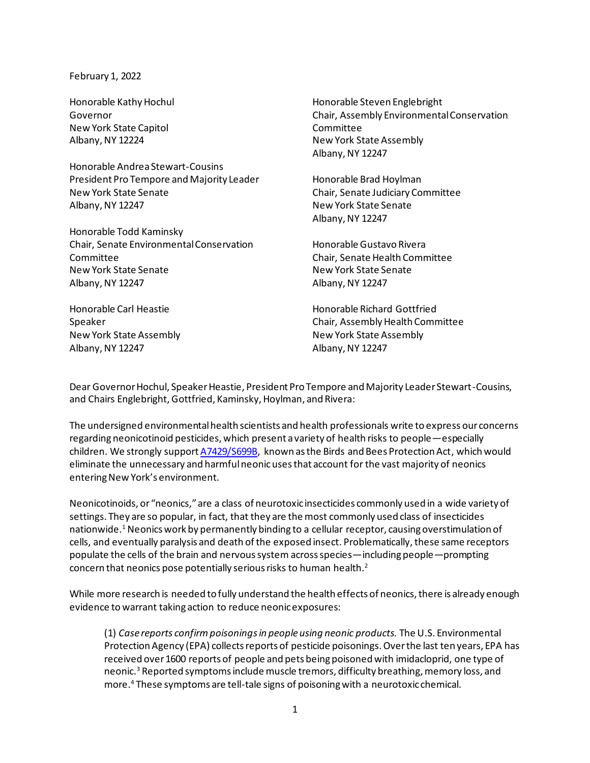February 1, 2022

Honorable Kathy Hochul
Governor
New York State Capitol
Albany, NY 12224

Honorable Andrea Stewart-Cousins
President Pro Tempore and Majority Leader
New York State Senate
Albany, NY 12247

Honorable Todd Kaminsky
Chair, Senate Environmental Conservation Committee
New York State Senate
Albany, NY 12247

Honorable Carl Heastie
Speaker
New York State Assembly
Albany, NY 12247

Honorable Steven Englebright
Chair, Assembly Environmental Conservation Committee
New York State Assembly
Albany, NY 12247

Honorable Brad Hoylman
Chair, Senate Judiciary Committee
New York State Senate
Albany, NY 12247

Honorable Gustavo Rivera
Chair, Senate Health Committee
New York State Senate
Albany, NY 12247

Honorable Richard Gottfried
Chair, Assembly Health Committee
New York State Assembly
Albany, NY 12247

Dear Governor Hochul, Speaker Heastie, President Pro Tempore and Majority Leader Stewart-Cousins, and Chairs Englebright, Gottfried, Kaminsky, Hoylman, and Rivera:

The undersigned environmental health scientists and health professionals write to express our concerns regarding neonicotinoid pesticides, which present a variety of health risks to people—especially children. We strongly support A7429/S699B, known as the Birds and Bees Protection Act, which would eliminate the unnecessary and harmful neonic uses that account for the vast majority of neonics entering New York's environment.

Neonicotinoids, or "neonics," are a class of neurotoxic insecticides commonly used in a wide variety of settings. They are so popular, in fact, that they are the most commonly used class of insecticides nationwide.[1] Neonics work by permanently binding to a cellular receptor, causing overstimulation of cells, and eventually paralysis and death of the exposed insect. Problematically, these same receptors populate the cells of the brain and nervous system across species—including people—prompting concern that neonics pose potentially serious risks to human health.[2]

While more research is needed to fully understand the health effects of neonics, there is already enough evidence to warrant taking action to reduce neonic exposures:

> (1) *Case reports confirm poisonings in people using neonic products.* The U.S. Environmental Protection Agency (EPA) collects reports of pesticide poisonings. Over the last ten years, EPA has received over 1600 reports of people and pets being poisoned with imidacloprid, one type of neonic.[3] Reported symptoms include muscle tremors, difficulty breathing, memory loss, and more.[4] These symptoms are tell-tale signs of poisoning with a neurotoxic chemical.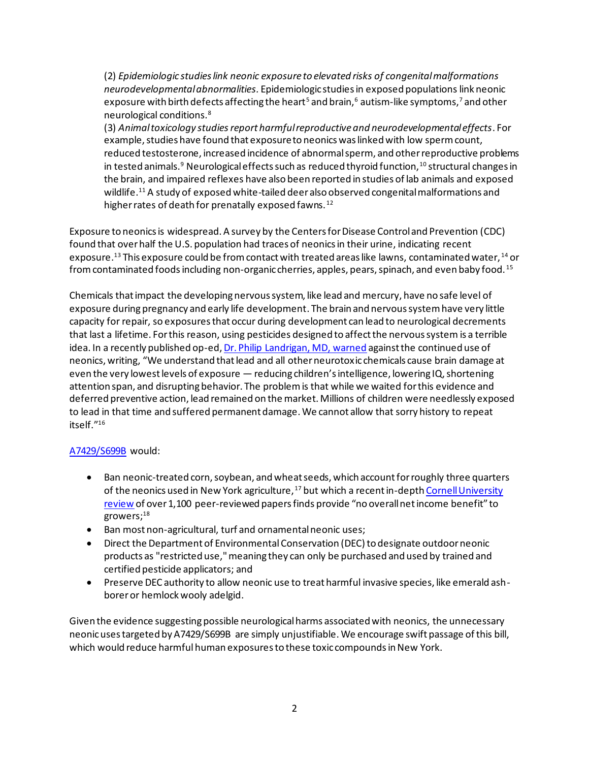(2) *Epidemiologic studies link neonic exposure to elevated risks of congenital malformations neurodevelopmental abnormalities*. Epidemiologic studies in exposed populations link neonic exposure with birth defects affecting the heart[5] and brain,[6] autism-like symptoms,[7] and other neurological conditions.[8]

(3) *Animal toxicology studies report harmful reproductive and neurodevelopmental effects*. For example, studies have found that exposure to neonics was linked with low sperm count, reduced testosterone, increased incidence of abnormal sperm, and other reproductive problems in tested animals.[9] Neurological effects such as reduced thyroid function,[10] structural changes in the brain, and impaired reflexes have also been reported in studies of lab animals and exposed wildlife.[11] A study of exposed white-tailed deer also observed congenital malformations and higher rates of death for prenatally exposed fawns.[12]

Exposure to neonics is widespread. A survey by the Centers for Disease Control and Prevention (CDC) found that over half the U.S. population had traces of neonics in their urine, indicating recent exposure.[13] This exposure could be from contact with treated areas like lawns, contaminated water,[14] or from contaminated foods including non-organic cherries, apples, pears, spinach, and even baby food.[15]

Chemicals that impact the developing nervous system, like lead and mercury, have no safe level of exposure during pregnancy and early life development. The brain and nervous system have very little capacity for repair, so exposures that occur during development can lead to neurological decrements that last a lifetime. For this reason, using pesticides designed to affect the nervous system is a terrible idea. In a recently published op-ed, Dr. Philip Landrigan, MD, warned against the continued use of neonics, writing, "We understand that lead and all other neurotoxic chemicals cause brain damage at even the very lowest levels of exposure — reducing children's intelligence, lowering IQ, shortening attention span, and disrupting behavior. The problem is that while we waited for this evidence and deferred preventive action, lead remained on the market. Millions of children were needlessly exposed to lead in that time and suffered permanent damage. We cannot allow that sorry history to repeat itself."[16]

A7429/S699B would:

- Ban neonic-treated corn, soybean, and wheat seeds, which account for roughly three quarters of the neonics used in New York agriculture,[17] but which a recent in-depth Cornell University review of over 1,100 peer-reviewed papers finds provide "no overall net income benefit" to growers;[18]
- Ban most non-agricultural, turf and ornamental neonic uses;
- Direct the Department of Environmental Conservation (DEC) to designate outdoor neonic products as "restricted use," meaning they can only be purchased and used by trained and certified pesticide applicators; and
- Preserve DEC authority to allow neonic use to treat harmful invasive species, like emerald ash-borer or hemlock wooly adelgid.

Given the evidence suggesting possible neurological harms associated with neonics, the unnecessary neonic uses targeted by A7429/S699B are simply unjustifiable. We encourage swift passage of this bill, which would reduce harmful human exposures to these toxic compounds in New York.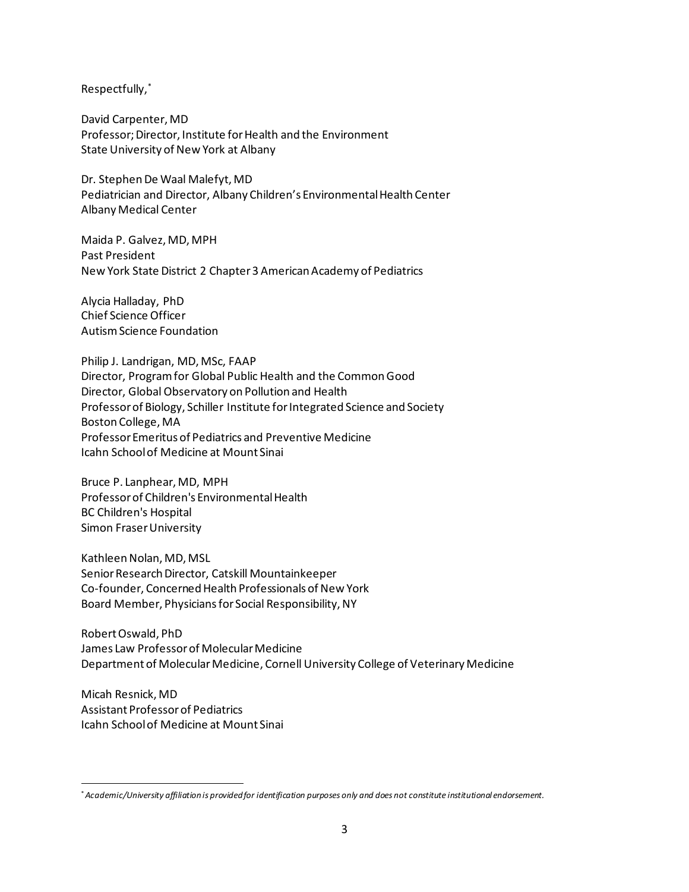Respectfully,[*]

David Carpenter, MD
Professor; Director, Institute for Health and the Environment
State University of New York at Albany

Dr. Stephen De Waal Malefyt, MD
Pediatrician and Director, Albany Children's Environmental Health Center
Albany Medical Center

Maida P. Galvez, MD, MPH
Past President
New York State District 2 Chapter 3 American Academy of Pediatrics

Alycia Halladay, PhD
Chief Science Officer
Autism Science Foundation

Philip J. Landrigan, MD, MSc, FAAP
Director, Program for Global Public Health and the Common Good
Director, Global Observatory on Pollution and Health
Professor of Biology, Schiller Institute for Integrated Science and Society
Boston College, MA
Professor Emeritus of Pediatrics and Preventive Medicine
Icahn School of Medicine at Mount Sinai

Bruce P. Lanphear, MD, MPH
Professor of Children's Environmental Health
BC Children's Hospital
Simon Fraser University

Kathleen Nolan, MD, MSL
Senior Research Director, Catskill Mountainkeeper
Co-founder, Concerned Health Professionals of New York
Board Member, Physicians for Social Responsibility, NY

Robert Oswald, PhD
James Law Professor of Molecular Medicine
Department of Molecular Medicine, Cornell University College of Veterinary Medicine

Micah Resnick, MD
Assistant Professor of Pediatrics
Icahn School of Medicine at Mount Sinai

---

[*] *Academic/University affiliation is provided for identification purposes only and does not constitute institutional endorsement.*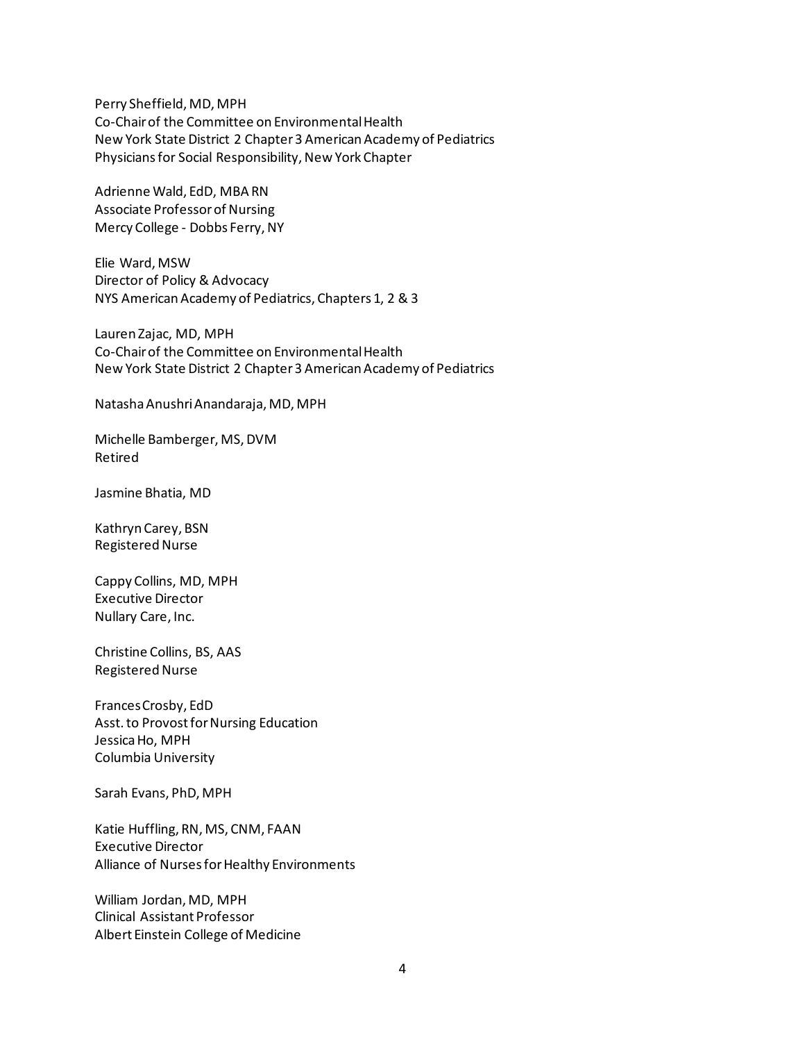Perry Sheffield, MD, MPH
Co-Chair of the Committee on Environmental Health
New York State District 2 Chapter 3 American Academy of Pediatrics
Physicians for Social Responsibility, New York Chapter

Adrienne Wald, EdD, MBA RN
Associate Professor of Nursing
Mercy College - Dobbs Ferry, NY

Elie Ward, MSW
Director of Policy & Advocacy
NYS American Academy of Pediatrics, Chapters 1, 2 & 3

Lauren Zajac, MD, MPH
Co-Chair of the Committee on Environmental Health
New York State District 2 Chapter 3 American Academy of Pediatrics

Natasha Anushri Anandaraja, MD, MPH

Michelle Bamberger, MS, DVM
Retired

Jasmine Bhatia, MD

Kathryn Carey, BSN
Registered Nurse

Cappy Collins, MD, MPH
Executive Director
Nullary Care, Inc.

Christine Collins, BS, AAS
Registered Nurse

Frances Crosby, EdD
Asst. to Provost for Nursing Education
Jessica Ho, MPH
Columbia University

Sarah Evans, PhD, MPH

Katie Huffling, RN, MS, CNM, FAAN
Executive Director
Alliance of Nurses for Healthy Environments

William Jordan, MD, MPH
Clinical Assistant Professor
Albert Einstein College of Medicine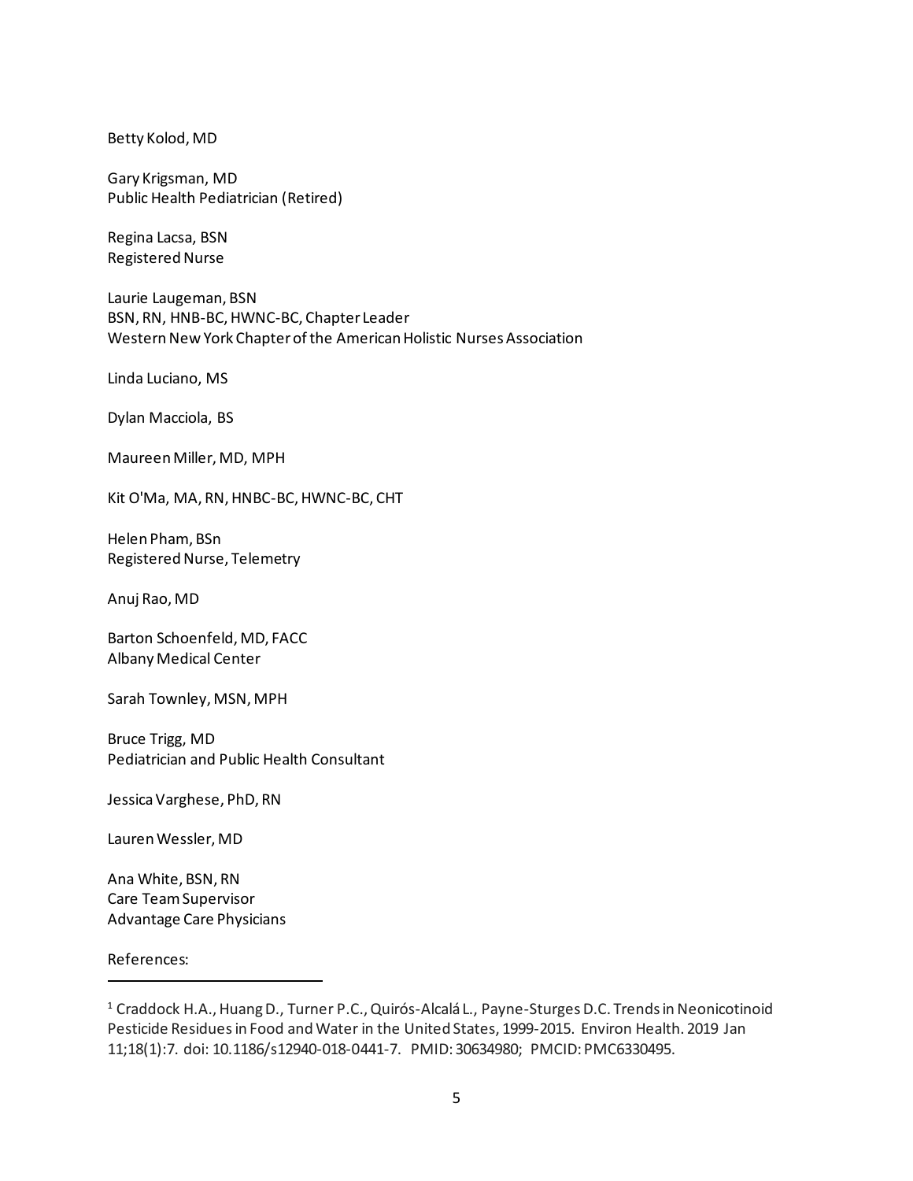Betty Kolod, MD

Gary Krigsman, MD
Public Health Pediatrician (Retired)

Regina Lacsa, BSN
Registered Nurse

Laurie Laugeman, BSN
BSN, RN, HNB-BC, HWNC-BC, Chapter Leader
Western New York Chapter of the American Holistic Nurses Association

Linda Luciano, MS

Dylan Macciola, BS

Maureen Miller, MD, MPH

Kit O'Ma, MA, RN, HNBC-BC, HWNC-BC, CHT

Helen Pham, BSn
Registered Nurse, Telemetry

Anuj Rao, MD

Barton Schoenfeld, MD, FACC
Albany Medical Center

Sarah Townley, MSN, MPH

Bruce Trigg, MD
Pediatrician and Public Health Consultant

Jessica Varghese, PhD, RN

Lauren Wessler, MD

Ana White, BSN, RN
Care Team Supervisor
Advantage Care Physicians

References:

---

[1] Craddock H.A., Huang D., Turner P.C., Quirós-Alcalá L., Payne-Sturges D.C. Trends in Neonicotinoid Pesticide Residues in Food and Water in the United States, 1999-2015. Environ Health. 2019 Jan 11;18(1):7. doi: 10.1186/s12940-018-0441-7. PMID: 30634980; PMCID: PMC6330495.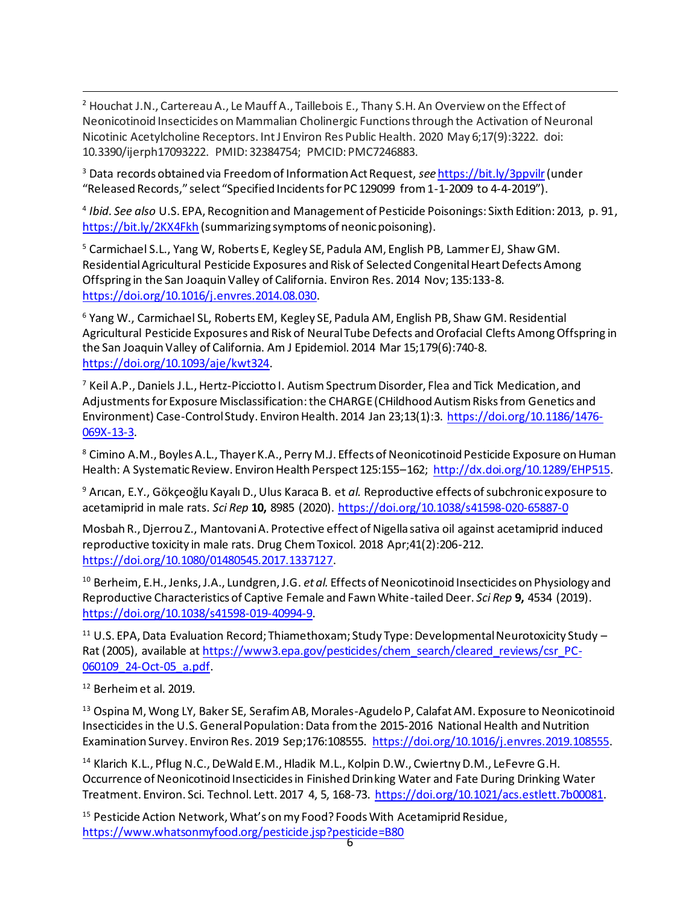[2] Houchat J.N., Cartereau A., Le Mauff A., Taillebois E., Thany S.H. An Overview on the Effect of Neonicotinoid Insecticides on Mammalian Cholinergic Functions through the Activation of Neuronal Nicotinic Acetylcholine Receptors. Int J Environ Res Public Health. 2020 May 6;17(9):3222. doi: 10.3390/ijerph17093222. PMID: 32384754; PMCID: PMC7246883.

[3] Data records obtained via Freedom of Information Act Request, *see* https://bit.ly/3ppvilr (under "Released Records," select "Specified Incidents for PC 129099 from 1-1-2009 to 4-4-2019").

[4] *Ibid. See also* U.S. EPA, Recognition and Management of Pesticide Poisonings: Sixth Edition: 2013, p. 91, https://bit.ly/2KX4Fkh (summarizing symptoms of neonic poisoning).

[5] Carmichael S.L., Yang W, Roberts E, Kegley SE, Padula AM, English PB, Lammer EJ, Shaw GM. Residential Agricultural Pesticide Exposures and Risk of Selected Congenital Heart Defects Among Offspring in the San Joaquin Valley of California. Environ Res. 2014 Nov; 135:133-8. https://doi.org/10.1016/j.envres.2014.08.030.

[6] Yang W., Carmichael SL, Roberts EM, Kegley SE, Padula AM, English PB, Shaw GM. Residential Agricultural Pesticide Exposures and Risk of Neural Tube Defects and Orofacial Clefts Among Offspring in the San Joaquin Valley of California. Am J Epidemiol. 2014 Mar 15;179(6):740-8. https://doi.org/10.1093/aje/kwt324.

[7] Keil A.P., Daniels J.L., Hertz-Picciotto I. Autism Spectrum Disorder, Flea and Tick Medication, and Adjustments for Exposure Misclassification: the CHARGE (CHildhood Autism Risks from Genetics and Environment) Case-Control Study. Environ Health. 2014 Jan 23;13(1):3. https://doi.org/10.1186/1476-069X-13-3.

[8] Cimino A.M., Boyles A.L., Thayer K.A., Perry M.J. Effects of Neonicotinoid Pesticide Exposure on Human Health: A Systematic Review. Environ Health Perspect 125:155–162; http://dx.doi.org/10.1289/EHP515.

[9] Arıcan, E.Y., Gökçeoğlu Kayalı D., Ulus Karaca B. et *al.* Reproductive effects of subchronic exposure to acetamiprid in male rats. *Sci Rep* **10,** 8985 (2020). https://doi.org/10.1038/s41598-020-65887-0

Mosbah R., Djerrou Z., Mantovani A. Protective effect of Nigella sativa oil against acetamiprid induced reproductive toxicity in male rats. Drug Chem Toxicol. 2018 Apr;41(2):206-212. https://doi.org/10.1080/01480545.2017.1337127.

[10] Berheim, E.H., Jenks, J.A., Lundgren, J.G. *et al.* Effects of Neonicotinoid Insecticides on Physiology and Reproductive Characteristics of Captive Female and Fawn White-tailed Deer. *Sci Rep* **9,** 4534 (2019). https://doi.org/10.1038/s41598-019-40994-9.

[11] U.S. EPA, Data Evaluation Record; Thiamethoxam; Study Type: Developmental Neurotoxicity Study – Rat (2005), available at https://www3.epa.gov/pesticides/chem_search/cleared_reviews/csr_PC-060109_24-Oct-05_a.pdf.

[12] Berheim et al. 2019.

[13] Ospina M, Wong LY, Baker SE, Serafim AB, Morales-Agudelo P, Calafat AM. Exposure to Neonicotinoid Insecticides in the U.S. General Population: Data from the 2015-2016 National Health and Nutrition Examination Survey. Environ Res. 2019 Sep;176:108555. https://doi.org/10.1016/j.envres.2019.108555.

[14] Klarich K.L., Pflug N.C., DeWald E.M., Hladik M.L., Kolpin D.W., Cwiertny D.M., LeFevre G.H. Occurrence of Neonicotinoid Insecticides in Finished Drinking Water and Fate During Drinking Water Treatment. Environ. Sci. Technol. Lett. 2017 4, 5, 168-73. https://doi.org/10.1021/acs.estlett.7b00081.

[15] Pesticide Action Network, What's on my Food? Foods With Acetamiprid Residue, https://www.whatsonmyfood.org/pesticide.jsp?pesticide=B80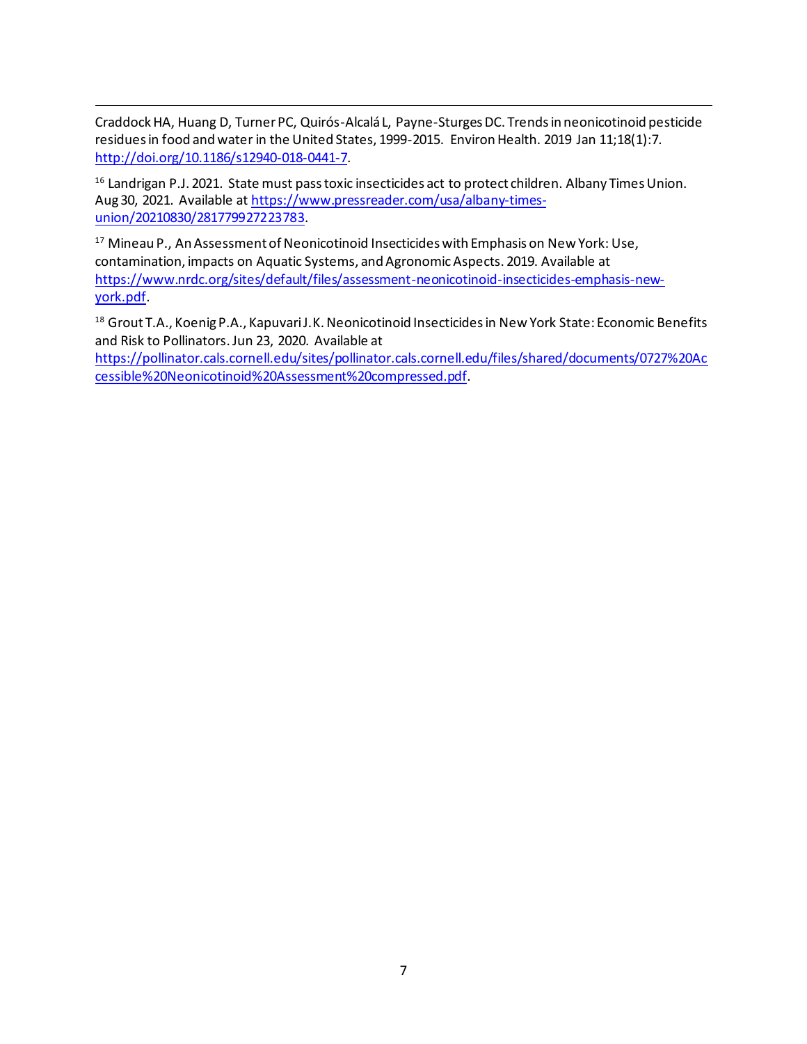Craddock HA, Huang D, Turner PC, Quirós-Alcalá L, Payne-Sturges DC. Trends in neonicotinoid pesticide residues in food and water in the United States, 1999-2015. Environ Health. 2019 Jan 11;18(1):7. http://doi.org/10.1186/s12940-018-0441-7.

[16] Landrigan P.J. 2021. State must pass toxic insecticides act to protect children. Albany Times Union. Aug 30, 2021. Available at https://www.pressreader.com/usa/albany-times-union/20210830/281779927223783.

[17] Mineau P., An Assessment of Neonicotinoid Insecticides with Emphasis on New York: Use, contamination, impacts on Aquatic Systems, and Agronomic Aspects. 2019. Available at https://www.nrdc.org/sites/default/files/assessment-neonicotinoid-insecticides-emphasis-new-york.pdf.

[18] Grout T.A., Koenig P.A., Kapuvari J.K. Neonicotinoid Insecticides in New York State: Economic Benefits and Risk to Pollinators. Jun 23, 2020. Available at https://pollinator.cals.cornell.edu/sites/pollinator.cals.cornell.edu/files/shared/documents/0727%20Accessible%20Neonicotinoid%20Assessment%20compressed.pdf.